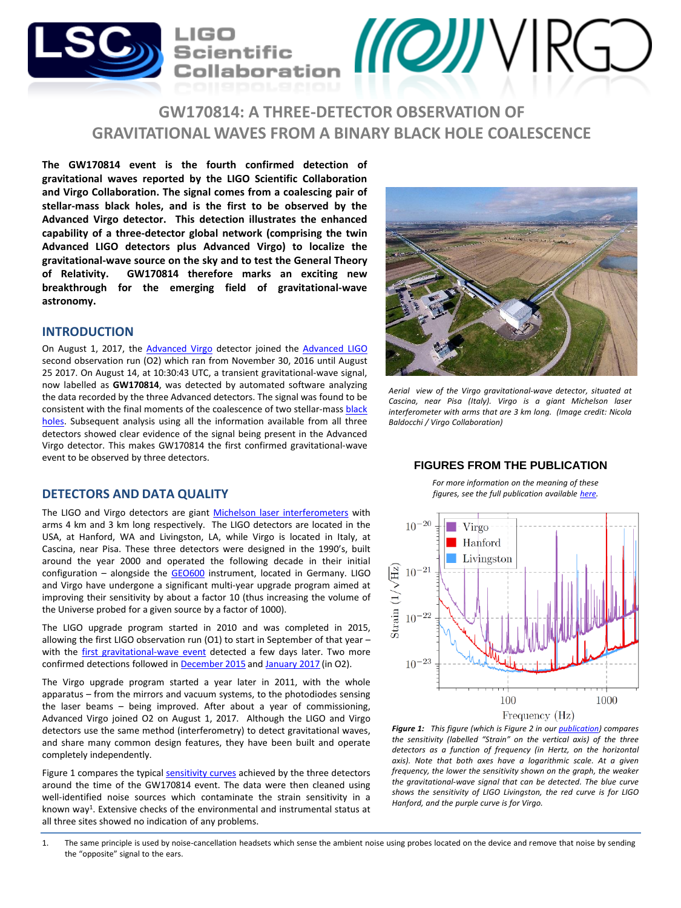# GW170814: A THREE-DETECTOR OBSERVATION OF GRAVITATIONAL WAVES FROM A BINARY BLACK HOLE COALESCENCE

**The GW170814 event is the fourth confirmed detection of gravitational waves reported by the LIGO Scientific Collaboration and Virgo Collaboration. The signal comes from a coalescing pair of stellar-mass black holes, and is the first to be observed by the Advanced Virgo detector. This detection illustrates the enhanced capability of a three-detector global network (comprising the twin Advanced LIGO detectors plus Advanced Virgo) to localize the gravitational-wave source on the sky and to test the General Theory of Relativity. GW170814 therefore marks an exciting new breakthrough for the emerging field of gravitational-wave astronomy.**

*Aerial view of the Virgo gravitational-wave detector, situated at Cascina, near Pisa (Italy). Virgo is a giant Michelson laser interferometer with arms that are 3 km long. (Image credit: Nicola Baldocchi / Virgo Collaboration)*

## INTRODUCTION

On August 1, 2017, the Advanced Virgo detector joined the Advanced LIGO second observation run (O2) which ran from November 30, 2016 until August 25 2017. On August 14, at 10:30:43 UTC, a transient gravitational-wave signal, now labelled as **GW170814**, was detected by automated software analyzing the data recorded by the three Advanced detectors. The signal was found to be consistent with the final moments of the coalescence of two stellar-mass black holes. Subsequent analysis using all the information available from all three detectors showed clear evidence of the signal being present in the Advanced Virgo detector. This makes GW170814 the first confirmed gravitational-wave event to be observed by three detectors.

## DETECTORS AND DATA QUALITY

The LIGO and Virgo detectors are giant Michelson laser interferometers with arms 4 km and 3 km long respectively. The LIGO detectors are located in the USA, at Hanford, WA and Livingston, LA, while Virgo is located in Italy, at Cascina, near Pisa. These three detectors were designed in the 1990's, built around the year 2000 and operated the following decade in their initial configuration – alongside the GEO600 instrument, located in Germany. LIGO and Virgo have undergone a significant multi-year upgrade program aimed at improving their sensitivity by about a factor 10 (thus increasing the volume of the Universe probed for a given source by a factor of 1000).

The LIGO upgrade program started in 2010 and was completed in 2015, allowing the first LIGO observation run (O1) to start in September of that year – with the first gravitational-wave event detected a few days later. Two more confirmed detections followed in December 2015 and January 2017 (in O2).

The Virgo upgrade program started a year later in 2011, with the whole apparatus – from the mirrors and vacuum systems, to the photodiodes sensing the laser beams – being improved. After about a year of commissioning, Advanced Virgo joined O2 on August 1, 2017. Although the LIGO and Virgo detectors use the same method (interferometry) to detect gravitational waves, and share many common design features, they have been built and operate completely independently.

Figure 1 compares the typical sensitivity curves achieved by the three detectors around the time of the GW170814 event. The data were then cleaned using well-identified noise sources which contaminate the strain sensitivity in a known way[1]. Extensive checks of the environmental and instrumental status at all three sites showed no indication of any problems.

## FIGURES FROM THE PUBLICATION

*For more information on the meaning of these figures, see the full publication available here.*

*Figure 1: This figure (which is Figure 2 in our publication) compares the sensitivity (labelled "Strain" on the vertical axis) of the three detectors as a function of frequency (in Hertz, on the horizontal axis). Note that both axes have a logarithmic scale. At a given frequency, the lower the sensitivity shown on the graph, the weaker the gravitational-wave signal that can be detected. The blue curve shows the sensitivity of LIGO Livingston, the red curve is for LIGO Hanford, and the purple curve is for Virgo.*

1. The same principle is used by noise-cancellation headsets which sense the ambient noise using probes located on the device and remove that noise by sending the "opposite" signal to the ears.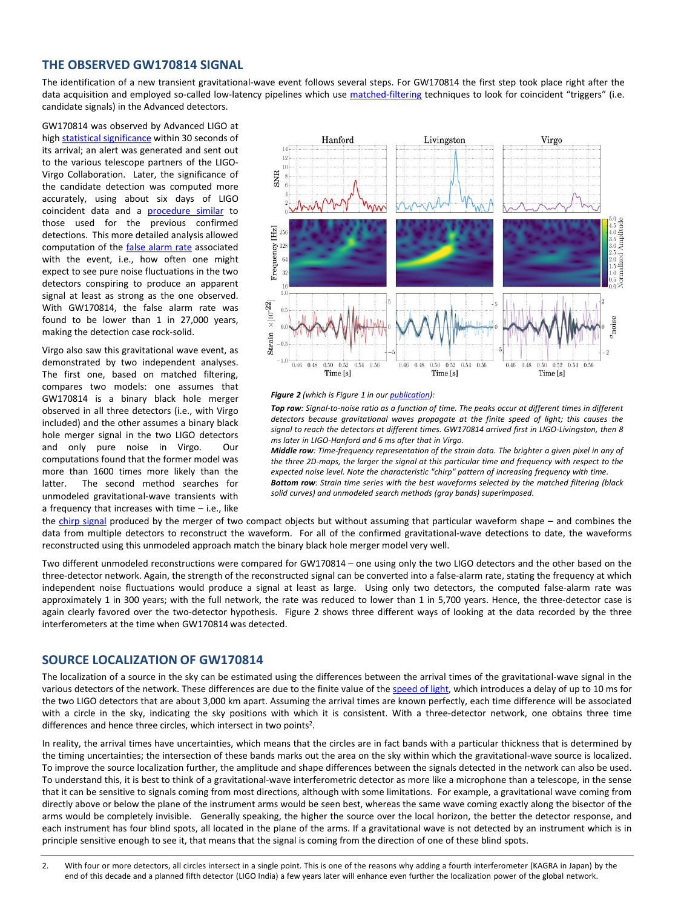## THE OBSERVED GW170814 SIGNAL

The identification of a new transient gravitational-wave event follows several steps. For GW170814 the first step took place right after the data acquisition and employed so-called low-latency pipelines which use matched-filtering techniques to look for coincident "triggers" (i.e. candidate signals) in the Advanced detectors.

GW170814 was observed by Advanced LIGO at high statistical significance within 30 seconds of its arrival; an alert was generated and sent out to the various telescope partners of the LIGO-Virgo Collaboration. Later, the significance of the candidate detection was computed more accurately, using about six days of LIGO coincident data and a procedure similar to those used for the previous confirmed detections. This more detailed analysis allowed computation of the false alarm rate associated with the event, i.e., how often one might expect to see pure noise fluctuations in the two detectors conspiring to produce an apparent signal at least as strong as the one observed. With GW170814, the false alarm rate was found to be lower than 1 in 27,000 years, making the detection case rock-solid.

Virgo also saw this gravitational wave event, as demonstrated by two independent analyses. The first one, based on matched filtering, compares two models: one assumes that GW170814 is a binary black hole merger observed in all three detectors (i.e., with Virgo included) and the other assumes a binary black hole merger signal in the two LIGO detectors and only pure noise in Virgo. Our computations found that the former model was more than 1600 times more likely than the latter. The second method searches for unmodeled gravitational-wave transients with a frequency that increases with time – i.e., like the chirp signal produced by the merger of two compact objects but without assuming that particular waveform shape – and combines the data from multiple detectors to reconstruct the waveform. For all of the confirmed gravitational-wave detections to date, the waveforms reconstructed using this unmodeled approach match the binary black hole merger model very well.

***Figure 2*** *(which is Figure 1 in our publication):*

***Top row****: Signal-to-noise ratio as a function of time. The peaks occur at different times in different detectors because gravitational waves propagate at the finite speed of light; this causes the signal to reach the detectors at different times. GW170814 arrived first in LIGO-Livingston, then 8 ms later in LIGO-Hanford and 6 ms after that in Virgo.*

***Middle row****: Time-frequency representation of the strain data. The brighter a given pixel in any of the three 2D-maps, the larger the signal at this particular time and frequency with respect to the expected noise level. Note the characteristic "chirp" pattern of increasing frequency with time.*

***Bottom row****: Strain time series with the best waveforms selected by the matched filtering (black solid curves) and unmodeled search methods (gray bands) superimposed.*

Two different unmodeled reconstructions were compared for GW170814 – one using only the two LIGO detectors and the other based on the three-detector network. Again, the strength of the reconstructed signal can be converted into a false-alarm rate, stating the frequency at which independent noise fluctuations would produce a signal at least as large. Using only two detectors, the computed false-alarm rate was approximately 1 in 300 years; with the full network, the rate was reduced to lower than 1 in 5,700 years. Hence, the three-detector case is again clearly favored over the two-detector hypothesis. Figure 2 shows three different ways of looking at the data recorded by the three interferometers at the time when GW170814 was detected.

## SOURCE LOCALIZATION OF GW170814

The localization of a source in the sky can be estimated using the differences between the arrival times of the gravitational-wave signal in the various detectors of the network. These differences are due to the finite value of the speed of light, which introduces a delay of up to 10 ms for the two LIGO detectors that are about 3,000 km apart. Assuming the arrival times are known perfectly, each time difference will be associated with a circle in the sky, indicating the sky positions with which it is consistent. With a three-detector network, one obtains three time differences and hence three circles, which intersect in two points[2].

In reality, the arrival times have uncertainties, which means that the circles are in fact bands with a particular thickness that is determined by the timing uncertainties; the intersection of these bands marks out the area on the sky within which the gravitational-wave source is localized. To improve the source localization further, the amplitude and shape differences between the signals detected in the network can also be used. To understand this, it is best to think of a gravitational-wave interferometric detector as more like a microphone than a telescope, in the sense that it can be sensitive to signals coming from most directions, although with some limitations. For example, a gravitational wave coming from directly above or below the plane of the instrument arms would be seen best, whereas the same wave coming exactly along the bisector of the arms would be completely invisible. Generally speaking, the higher the source over the local horizon, the better the detector response, and each instrument has four blind spots, all located in the plane of the arms. If a gravitational wave is not detected by an instrument which is in principle sensitive enough to see it, that means that the signal is coming from the direction of one of these blind spots.

2. With four or more detectors, all circles intersect in a single point. This is one of the reasons why adding a fourth interferometer (KAGRA in Japan) by the end of this decade and a planned fifth detector (LIGO India) a few years later will enhance even further the localization power of the global network.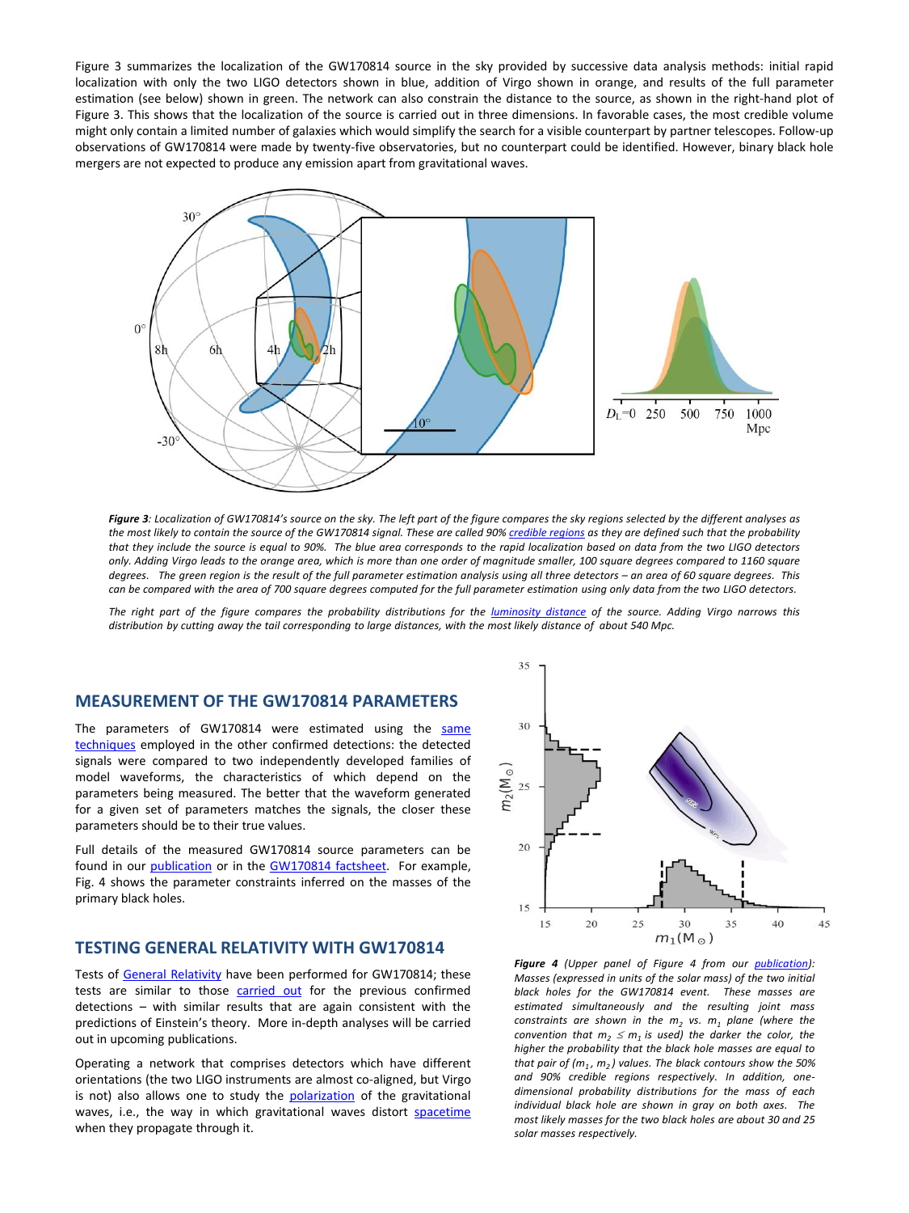Figure 3 summarizes the localization of the GW170814 source in the sky provided by successive data analysis methods: initial rapid localization with only the two LIGO detectors shown in blue, addition of Virgo shown in orange, and results of the full parameter estimation (see below) shown in green. The network can also constrain the distance to the source, as shown in the right-hand plot of Figure 3. This shows that the localization of the source is carried out in three dimensions. In favorable cases, the most credible volume might only contain a limited number of galaxies which would simplify the search for a visible counterpart by partner telescopes. Follow-up observations of GW170814 were made by twenty-five observatories, but no counterpart could be identified. However, binary black hole mergers are not expected to produce any emission apart from gravitational waves.

***Figure 3**: Localization of GW170814's source on the sky. The left part of the figure compares the sky regions selected by the different analyses as the most likely to contain the source of the GW170814 signal. These are called 90% credible regions as they are defined such that the probability that they include the source is equal to 90%. The blue area corresponds to the rapid localization based on data from the two LIGO detectors only. Adding Virgo leads to the orange area, which is more than one order of magnitude smaller, 100 square degrees compared to 1160 square degrees. The green region is the result of the full parameter estimation analysis using all three detectors – an area of 60 square degrees. This can be compared with the area of 700 square degrees computed for the full parameter estimation using only data from the two LIGO detectors.*

*The right part of the figure compares the probability distributions for the luminosity distance of the source. Adding Virgo narrows this distribution by cutting away the tail corresponding to large distances, with the most likely distance of about 540 Mpc.*

## MEASUREMENT OF THE GW170814 PARAMETERS

The parameters of GW170814 were estimated using the same techniques employed in the other confirmed detections: the detected signals were compared to two independently developed families of model waveforms, the characteristics of which depend on the parameters being measured. The better that the waveform generated for a given set of parameters matches the signals, the closer these parameters should be to their true values.

Full details of the measured GW170814 source parameters can be found in our publication or in the GW170814 factsheet. For example, Fig. 4 shows the parameter constraints inferred on the masses of the primary black holes.

## TESTING GENERAL RELATIVITY WITH GW170814

Tests of General Relativity have been performed for GW170814; these tests are similar to those carried out for the previous confirmed detections – with similar results that are again consistent with the predictions of Einstein's theory. More in-depth analyses will be carried out in upcoming publications.

Operating a network that comprises detectors which have different orientations (the two LIGO instruments are almost co-aligned, but Virgo is not) also allows one to study the polarization of the gravitational waves, i.e., the way in which gravitational waves distort spacetime when they propagate through it.

***Figure 4** (Upper panel of Figure 4 from our publication): Masses (expressed in units of the solar mass) of the two initial black holes for the GW170814 event. These masses are estimated simultaneously and the resulting joint mass constraints are shown in the $m_2$ vs. $m_1$ plane (where the convention that $m_2 \leq m_1$ is used) the darker the color, the higher the probability that the black hole masses are equal to that pair of ($m_1$, $m_2$) values. The black contours show the 50% and 90% credible regions respectively. In addition, one-dimensional probability distributions for the mass of each individual black hole are shown in gray on both axes. The most likely masses for the two black holes are about 30 and 25 solar masses respectively.*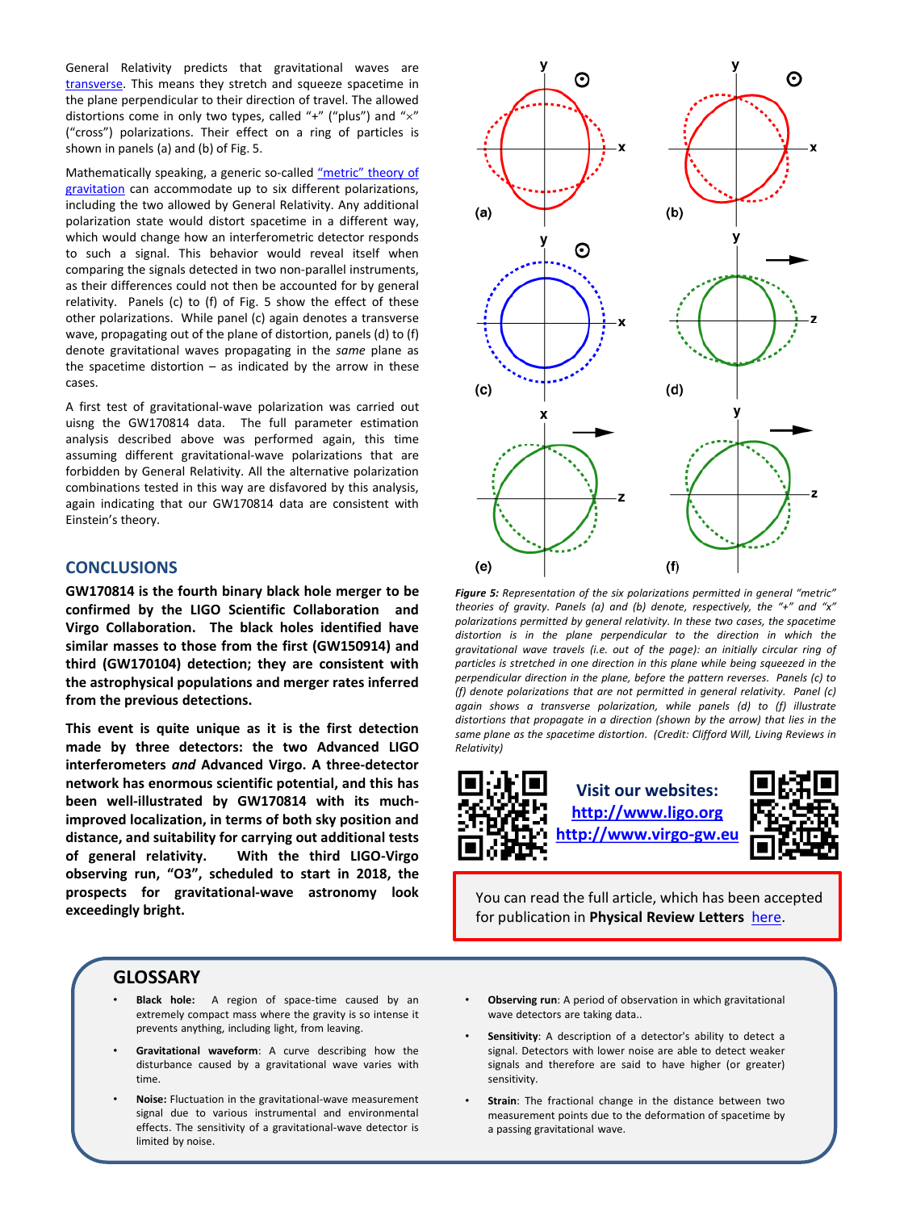General Relativity predicts that gravitational waves are transverse. This means they stretch and squeeze spacetime in the plane perpendicular to their direction of travel. The allowed distortions come in only two types, called "+" ("plus") and "×" ("cross") polarizations. Their effect on a ring of particles is shown in panels (a) and (b) of Fig. 5.

Mathematically speaking, a generic so-called "metric" theory of gravitation can accommodate up to six different polarizations, including the two allowed by General Relativity. Any additional polarization state would distort spacetime in a different way, which would change how an interferometric detector responds to such a signal. This behavior would reveal itself when comparing the signals detected in two non-parallel instruments, as their differences could not then be accounted for by general relativity. Panels (c) to (f) of Fig. 5 show the effect of these other polarizations. While panel (c) again denotes a transverse wave, propagating out of the plane of distortion, panels (d) to (f) denote gravitational waves propagating in the *same* plane as the spacetime distortion – as indicated by the arrow in these cases.

A first test of gravitational-wave polarization was carried out uisng the GW170814 data. The full parameter estimation analysis described above was performed again, this time assuming different gravitational-wave polarizations that are forbidden by General Relativity. All the alternative polarization combinations tested in this way are disfavored by this analysis, again indicating that our GW170814 data are consistent with Einstein's theory.

## CONCLUSIONS

**GW170814 is the fourth binary black hole merger to be confirmed by the LIGO Scientific Collaboration and Virgo Collaboration. The black holes identified have similar masses to those from the first (GW150914) and third (GW170104) detection; they are consistent with the astrophysical populations and merger rates inferred from the previous detections.**

**This event is quite unique as it is the first detection made by three detectors: the two Advanced LIGO interferometers *and* Advanced Virgo. A three-detector network has enormous scientific potential, and this has been well-illustrated by GW170814 with its much-improved localization, in terms of both sky position and distance, and suitability for carrying out additional tests of general relativity. With the third LIGO-Virgo observing run, "O3", scheduled to start in 2018, the prospects for gravitational-wave astronomy look exceedingly bright.**

(a) (b) (c) (d) (e) (f)

*Figure 5: Representation of the six polarizations permitted in general "metric" theories of gravity. Panels (a) and (b) denote, respectively, the "+" and "x" polarizations permitted by general relativity. In these two cases, the spacetime distortion is in the plane perpendicular to the direction in which the gravitational wave travels (i.e. out of the page): an initially circular ring of particles is stretched in one direction in this plane while being squeezed in the perpendicular direction in the plane, before the pattern reverses. Panels (c) to (f) denote polarizations that are not permitted in general relativity. Panel (c) again shows a transverse polarization, while panels (d) to (f) illustrate distortions that propagate in a direction (shown by the arrow) that lies in the same plane as the spacetime distortion. (Credit: Clifford Will, Living Reviews in Relativity)*

**Visit our websites:**
**http://www.ligo.org**
**http://www.virgo-gw.eu**

You can read the full article, which has been accepted for publication in **Physical Review Letters** here.

## GLOSSARY

- **Black hole:** A region of space-time caused by an extremely compact mass where the gravity is so intense it prevents anything, including light, from leaving.
- **Gravitational waveform**: A curve describing how the disturbance caused by a gravitational wave varies with time.
- **Noise:** Fluctuation in the gravitational-wave measurement signal due to various instrumental and environmental effects. The sensitivity of a gravitational-wave detector is limited by noise.
- **Observing run**: A period of observation in which gravitational wave detectors are taking data..
- **Sensitivity**: A description of a detector's ability to detect a signal. Detectors with lower noise are able to detect weaker signals and therefore are said to have higher (or greater) sensitivity.
- **Strain**: The fractional change in the distance between two measurement points due to the deformation of spacetime by a passing gravitational wave.